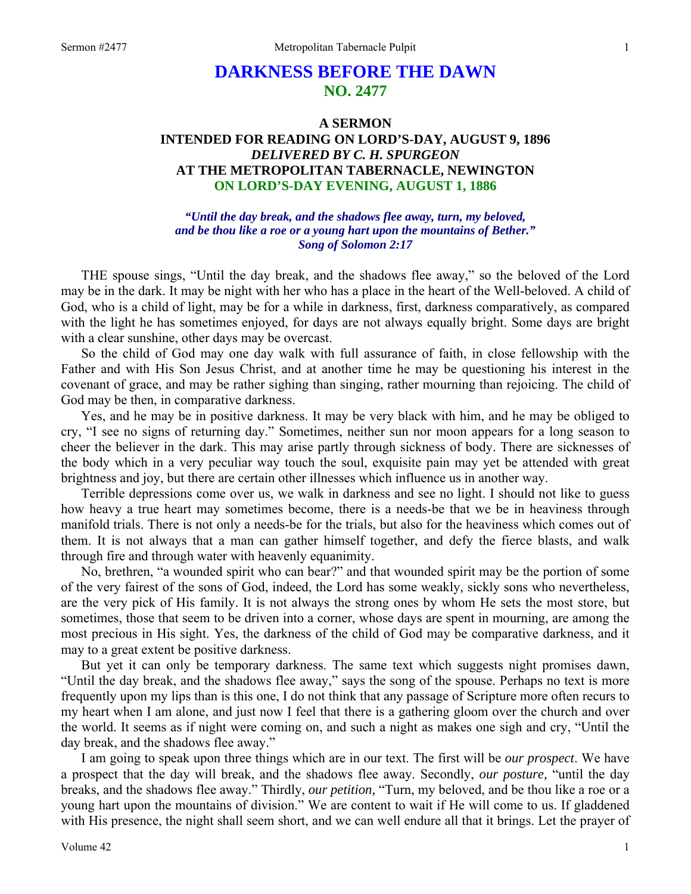# DARKNESS BEFORE THE DAWN
## NO. 2477

### A SERMON
### INTENDED FOR READING ON LORD'S-DAY, AUGUST 9, 1896
### *DELIVERED BY C. H. SPURGEON*
### AT THE METROPOLITAN TABERNACLE, NEWINGTON
### ON LORD'S-DAY EVENING, AUGUST 1, 1886

***"Until the day break, and the shadows flee away, turn, my beloved, and be thou like a roe or a young hart upon the mountains of Bether." Song of Solomon 2:17***

THE spouse sings, "Until the day break, and the shadows flee away," so the beloved of the Lord may be in the dark. It may be night with her who has a place in the heart of the Well-beloved. A child of God, who is a child of light, may be for a while in darkness, first, darkness comparatively, as compared with the light he has sometimes enjoyed, for days are not always equally bright. Some days are bright with a clear sunshine, other days may be overcast.

So the child of God may one day walk with full assurance of faith, in close fellowship with the Father and with His Son Jesus Christ, and at another time he may be questioning his interest in the covenant of grace, and may be rather sighing than singing, rather mourning than rejoicing. The child of God may be then, in comparative darkness.

Yes, and he may be in positive darkness. It may be very black with him, and he may be obliged to cry, "I see no signs of returning day." Sometimes, neither sun nor moon appears for a long season to cheer the believer in the dark. This may arise partly through sickness of body. There are sicknesses of the body which in a very peculiar way touch the soul, exquisite pain may yet be attended with great brightness and joy, but there are certain other illnesses which influence us in another way.

Terrible depressions come over us, we walk in darkness and see no light. I should not like to guess how heavy a true heart may sometimes become, there is a needs-be that we be in heaviness through manifold trials. There is not only a needs-be for the trials, but also for the heaviness which comes out of them. It is not always that a man can gather himself together, and defy the fierce blasts, and walk through fire and through water with heavenly equanimity.

No, brethren, "a wounded spirit who can bear?" and that wounded spirit may be the portion of some of the very fairest of the sons of God, indeed, the Lord has some weakly, sickly sons who nevertheless, are the very pick of His family. It is not always the strong ones by whom He sets the most store, but sometimes, those that seem to be driven into a corner, whose days are spent in mourning, are among the most precious in His sight. Yes, the darkness of the child of God may be comparative darkness, and it may to a great extent be positive darkness.

But yet it can only be temporary darkness. The same text which suggests night promises dawn, "Until the day break, and the shadows flee away," says the song of the spouse. Perhaps no text is more frequently upon my lips than is this one, I do not think that any passage of Scripture more often recurs to my heart when I am alone, and just now I feel that there is a gathering gloom over the church and over the world. It seems as if night were coming on, and such a night as makes one sigh and cry, "Until the day break, and the shadows flee away."

I am going to speak upon three things which are in our text. The first will be *our prospect*. We have a prospect that the day will break, and the shadows flee away. Secondly, *our posture,* "until the day breaks, and the shadows flee away." Thirdly, *our petition,* "Turn, my beloved, and be thou like a roe or a young hart upon the mountains of division." We are content to wait if He will come to us. If gladdened with His presence, the night shall seem short, and we can well endure all that it brings. Let the prayer of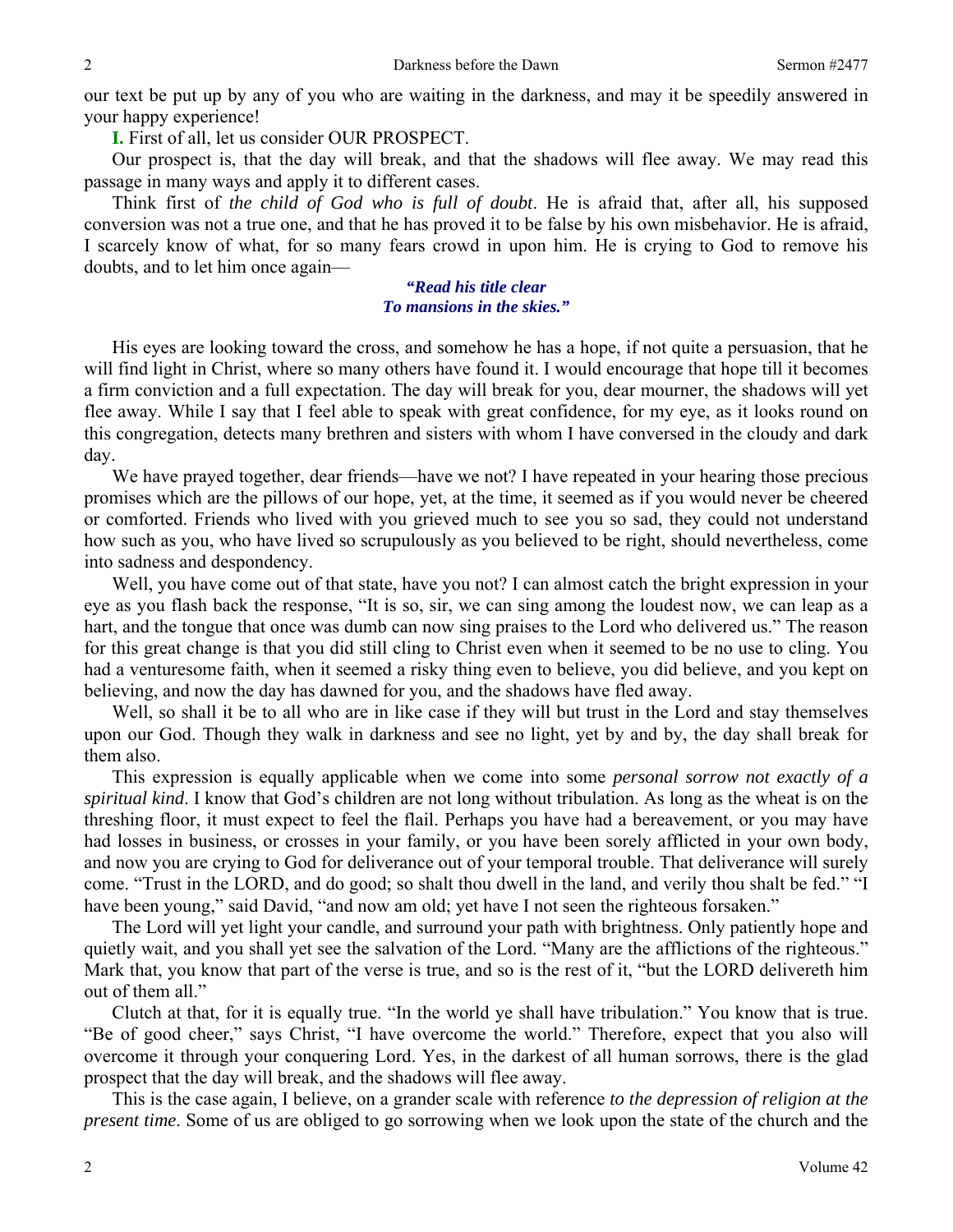our text be put up by any of you who are waiting in the darkness, and may it be speedily answered in your happy experience!

**I.** First of all, let us consider OUR PROSPECT.

Our prospect is, that the day will break, and that the shadows will flee away. We may read this passage in many ways and apply it to different cases.

Think first of *the child of God who is full of doubt*. He is afraid that, after all, his supposed conversion was not a true one, and that he has proved it to be false by his own misbehavior. He is afraid, I scarcely know of what, for so many fears crowd in upon him. He is crying to God to remove his doubts, and to let him once again—

> ***"Read his title clear***
> ***To mansions in the skies."***

His eyes are looking toward the cross, and somehow he has a hope, if not quite a persuasion, that he will find light in Christ, where so many others have found it. I would encourage that hope till it becomes a firm conviction and a full expectation. The day will break for you, dear mourner, the shadows will yet flee away. While I say that I feel able to speak with great confidence, for my eye, as it looks round on this congregation, detects many brethren and sisters with whom I have conversed in the cloudy and dark day.

We have prayed together, dear friends—have we not? I have repeated in your hearing those precious promises which are the pillows of our hope, yet, at the time, it seemed as if you would never be cheered or comforted. Friends who lived with you grieved much to see you so sad, they could not understand how such as you, who have lived so scrupulously as you believed to be right, should nevertheless, come into sadness and despondency.

Well, you have come out of that state, have you not? I can almost catch the bright expression in your eye as you flash back the response, "It is so, sir, we can sing among the loudest now, we can leap as a hart, and the tongue that once was dumb can now sing praises to the Lord who delivered us." The reason for this great change is that you did still cling to Christ even when it seemed to be no use to cling. You had a venturesome faith, when it seemed a risky thing even to believe, you did believe, and you kept on believing, and now the day has dawned for you, and the shadows have fled away.

Well, so shall it be to all who are in like case if they will but trust in the Lord and stay themselves upon our God. Though they walk in darkness and see no light, yet by and by, the day shall break for them also.

This expression is equally applicable when we come into some *personal sorrow not exactly of a spiritual kind*. I know that God's children are not long without tribulation. As long as the wheat is on the threshing floor, it must expect to feel the flail. Perhaps you have had a bereavement, or you may have had losses in business, or crosses in your family, or you have been sorely afflicted in your own body, and now you are crying to God for deliverance out of your temporal trouble. That deliverance will surely come. "Trust in the LORD, and do good; so shalt thou dwell in the land, and verily thou shalt be fed." "I have been young," said David, "and now am old; yet have I not seen the righteous forsaken."

The Lord will yet light your candle, and surround your path with brightness. Only patiently hope and quietly wait, and you shall yet see the salvation of the Lord. "Many are the afflictions of the righteous." Mark that, you know that part of the verse is true, and so is the rest of it, "but the LORD delivereth him out of them all."

Clutch at that, for it is equally true. "In the world ye shall have tribulation." You know that is true. "Be of good cheer," says Christ, "I have overcome the world." Therefore, expect that you also will overcome it through your conquering Lord. Yes, in the darkest of all human sorrows, there is the glad prospect that the day will break, and the shadows will flee away.

This is the case again, I believe, on a grander scale with reference *to the depression of religion at the present time*. Some of us are obliged to go sorrowing when we look upon the state of the church and the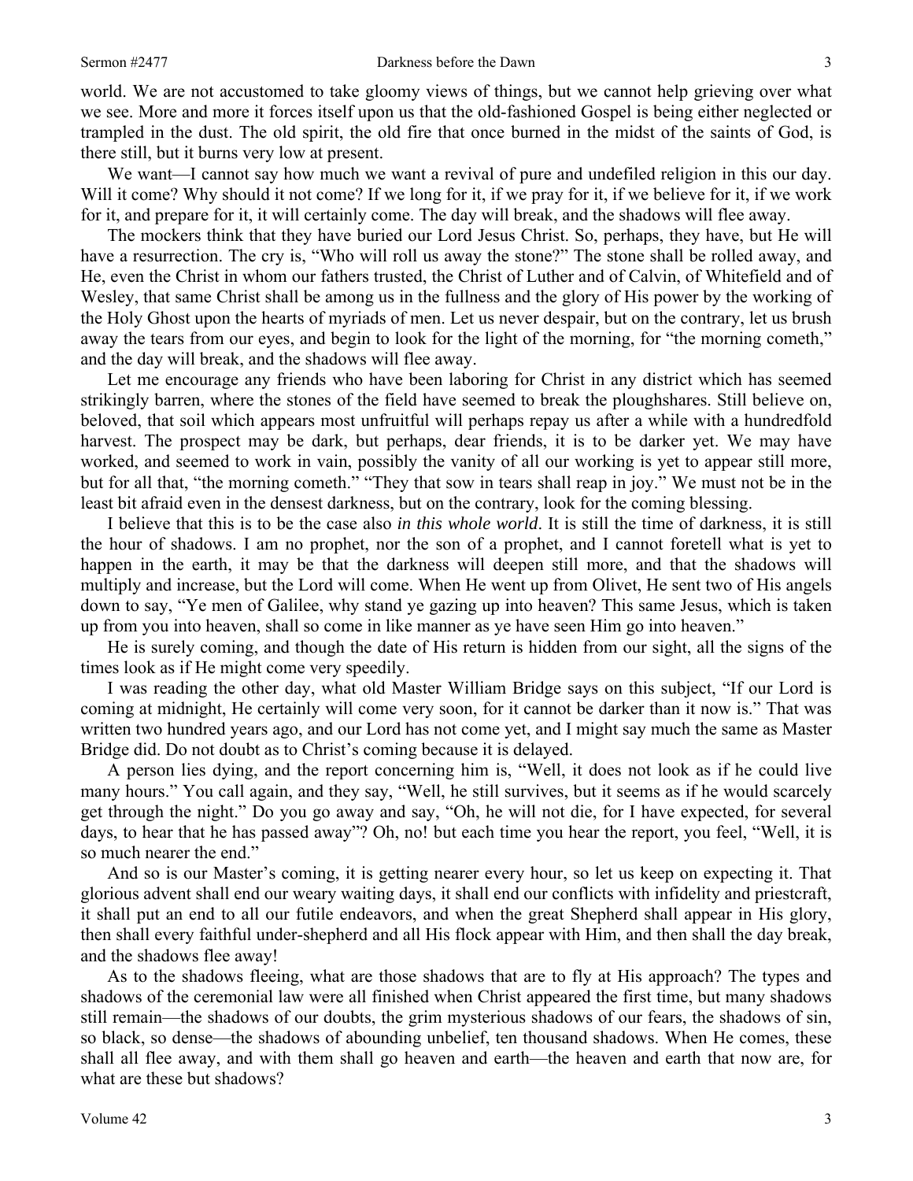world. We are not accustomed to take gloomy views of things, but we cannot help grieving over what we see. More and more it forces itself upon us that the old-fashioned Gospel is being either neglected or trampled in the dust. The old spirit, the old fire that once burned in the midst of the saints of God, is there still, but it burns very low at present.

We want—I cannot say how much we want a revival of pure and undefiled religion in this our day. Will it come? Why should it not come? If we long for it, if we pray for it, if we believe for it, if we work for it, and prepare for it, it will certainly come. The day will break, and the shadows will flee away.

The mockers think that they have buried our Lord Jesus Christ. So, perhaps, they have, but He will have a resurrection. The cry is, "Who will roll us away the stone?" The stone shall be rolled away, and He, even the Christ in whom our fathers trusted, the Christ of Luther and of Calvin, of Whitefield and of Wesley, that same Christ shall be among us in the fullness and the glory of His power by the working of the Holy Ghost upon the hearts of myriads of men. Let us never despair, but on the contrary, let us brush away the tears from our eyes, and begin to look for the light of the morning, for "the morning cometh," and the day will break, and the shadows will flee away.

Let me encourage any friends who have been laboring for Christ in any district which has seemed strikingly barren, where the stones of the field have seemed to break the ploughshares. Still believe on, beloved, that soil which appears most unfruitful will perhaps repay us after a while with a hundredfold harvest. The prospect may be dark, but perhaps, dear friends, it is to be darker yet. We may have worked, and seemed to work in vain, possibly the vanity of all our working is yet to appear still more, but for all that, "the morning cometh." "They that sow in tears shall reap in joy." We must not be in the least bit afraid even in the densest darkness, but on the contrary, look for the coming blessing.

I believe that this is to be the case also *in this whole world*. It is still the time of darkness, it is still the hour of shadows. I am no prophet, nor the son of a prophet, and I cannot foretell what is yet to happen in the earth, it may be that the darkness will deepen still more, and that the shadows will multiply and increase, but the Lord will come. When He went up from Olivet, He sent two of His angels down to say, "Ye men of Galilee, why stand ye gazing up into heaven? This same Jesus, which is taken up from you into heaven, shall so come in like manner as ye have seen Him go into heaven."

He is surely coming, and though the date of His return is hidden from our sight, all the signs of the times look as if He might come very speedily.

I was reading the other day, what old Master William Bridge says on this subject, "If our Lord is coming at midnight, He certainly will come very soon, for it cannot be darker than it now is." That was written two hundred years ago, and our Lord has not come yet, and I might say much the same as Master Bridge did. Do not doubt as to Christ's coming because it is delayed.

A person lies dying, and the report concerning him is, "Well, it does not look as if he could live many hours." You call again, and they say, "Well, he still survives, but it seems as if he would scarcely get through the night." Do you go away and say, "Oh, he will not die, for I have expected, for several days, to hear that he has passed away"? Oh, no! but each time you hear the report, you feel, "Well, it is so much nearer the end."

And so is our Master's coming, it is getting nearer every hour, so let us keep on expecting it. That glorious advent shall end our weary waiting days, it shall end our conflicts with infidelity and priestcraft, it shall put an end to all our futile endeavors, and when the great Shepherd shall appear in His glory, then shall every faithful under-shepherd and all His flock appear with Him, and then shall the day break, and the shadows flee away!

As to the shadows fleeing, what are those shadows that are to fly at His approach? The types and shadows of the ceremonial law were all finished when Christ appeared the first time, but many shadows still remain—the shadows of our doubts, the grim mysterious shadows of our fears, the shadows of sin, so black, so dense—the shadows of abounding unbelief, ten thousand shadows. When He comes, these shall all flee away, and with them shall go heaven and earth—the heaven and earth that now are, for what are these but shadows?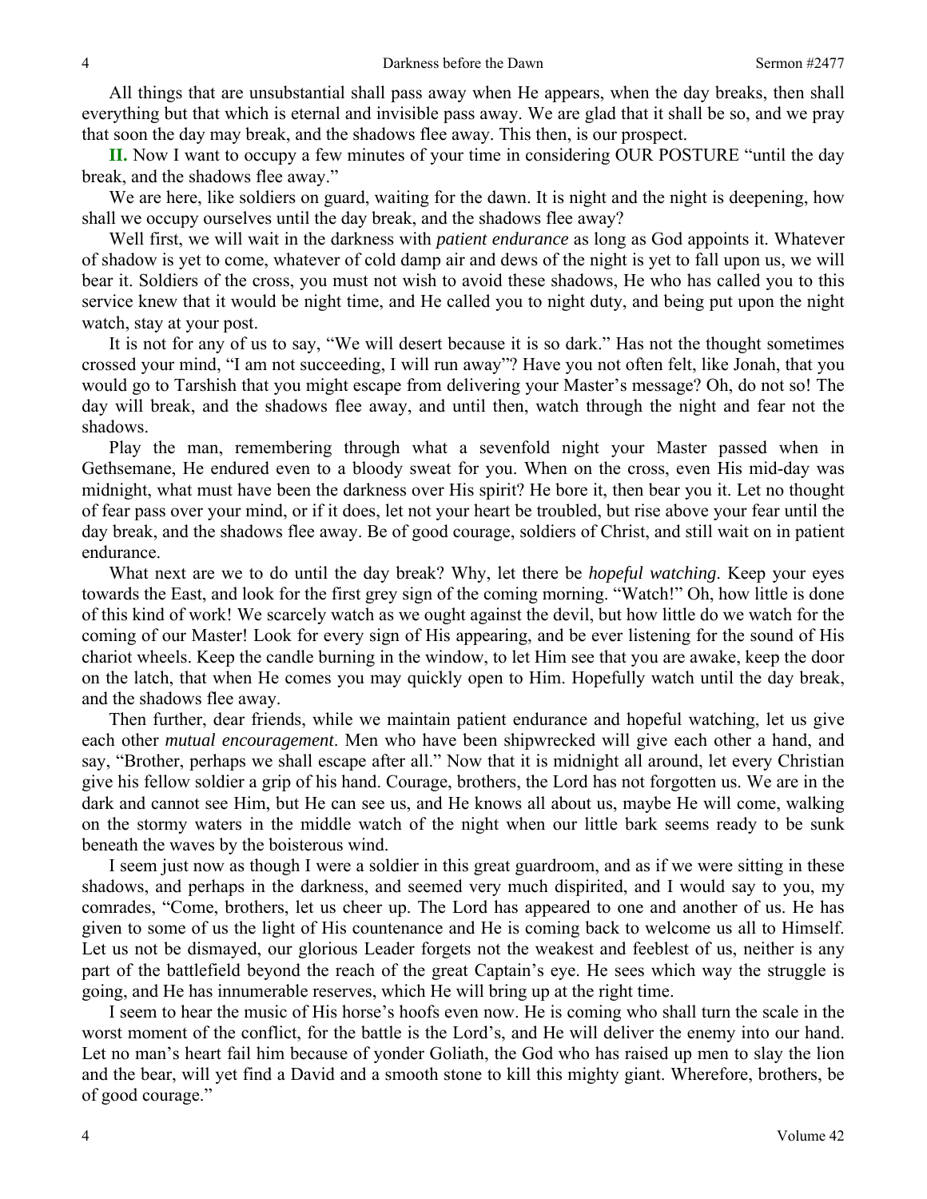All things that are unsubstantial shall pass away when He appears, when the day breaks, then shall everything but that which is eternal and invisible pass away. We are glad that it shall be so, and we pray that soon the day may break, and the shadows flee away. This then, is our prospect.

**II.** Now I want to occupy a few minutes of your time in considering OUR POSTURE "until the day break, and the shadows flee away."

We are here, like soldiers on guard, waiting for the dawn. It is night and the night is deepening, how shall we occupy ourselves until the day break, and the shadows flee away?

Well first, we will wait in the darkness with *patient endurance* as long as God appoints it. Whatever of shadow is yet to come, whatever of cold damp air and dews of the night is yet to fall upon us, we will bear it. Soldiers of the cross, you must not wish to avoid these shadows, He who has called you to this service knew that it would be night time, and He called you to night duty, and being put upon the night watch, stay at your post.

It is not for any of us to say, "We will desert because it is so dark." Has not the thought sometimes crossed your mind, "I am not succeeding, I will run away"? Have you not often felt, like Jonah, that you would go to Tarshish that you might escape from delivering your Master's message? Oh, do not so! The day will break, and the shadows flee away, and until then, watch through the night and fear not the shadows.

Play the man, remembering through what a sevenfold night your Master passed when in Gethsemane, He endured even to a bloody sweat for you. When on the cross, even His mid-day was midnight, what must have been the darkness over His spirit? He bore it, then bear you it. Let no thought of fear pass over your mind, or if it does, let not your heart be troubled, but rise above your fear until the day break, and the shadows flee away. Be of good courage, soldiers of Christ, and still wait on in patient endurance.

What next are we to do until the day break? Why, let there be *hopeful watching*. Keep your eyes towards the East, and look for the first grey sign of the coming morning. "Watch!" Oh, how little is done of this kind of work! We scarcely watch as we ought against the devil, but how little do we watch for the coming of our Master! Look for every sign of His appearing, and be ever listening for the sound of His chariot wheels. Keep the candle burning in the window, to let Him see that you are awake, keep the door on the latch, that when He comes you may quickly open to Him. Hopefully watch until the day break, and the shadows flee away.

Then further, dear friends, while we maintain patient endurance and hopeful watching, let us give each other *mutual encouragement*. Men who have been shipwrecked will give each other a hand, and say, "Brother, perhaps we shall escape after all." Now that it is midnight all around, let every Christian give his fellow soldier a grip of his hand. Courage, brothers, the Lord has not forgotten us. We are in the dark and cannot see Him, but He can see us, and He knows all about us, maybe He will come, walking on the stormy waters in the middle watch of the night when our little bark seems ready to be sunk beneath the waves by the boisterous wind.

I seem just now as though I were a soldier in this great guardroom, and as if we were sitting in these shadows, and perhaps in the darkness, and seemed very much dispirited, and I would say to you, my comrades, "Come, brothers, let us cheer up. The Lord has appeared to one and another of us. He has given to some of us the light of His countenance and He is coming back to welcome us all to Himself. Let us not be dismayed, our glorious Leader forgets not the weakest and feeblest of us, neither is any part of the battlefield beyond the reach of the great Captain's eye. He sees which way the struggle is going, and He has innumerable reserves, which He will bring up at the right time.

I seem to hear the music of His horse's hoofs even now. He is coming who shall turn the scale in the worst moment of the conflict, for the battle is the Lord's, and He will deliver the enemy into our hand. Let no man's heart fail him because of yonder Goliath, the God who has raised up men to slay the lion and the bear, will yet find a David and a smooth stone to kill this mighty giant. Wherefore, brothers, be of good courage."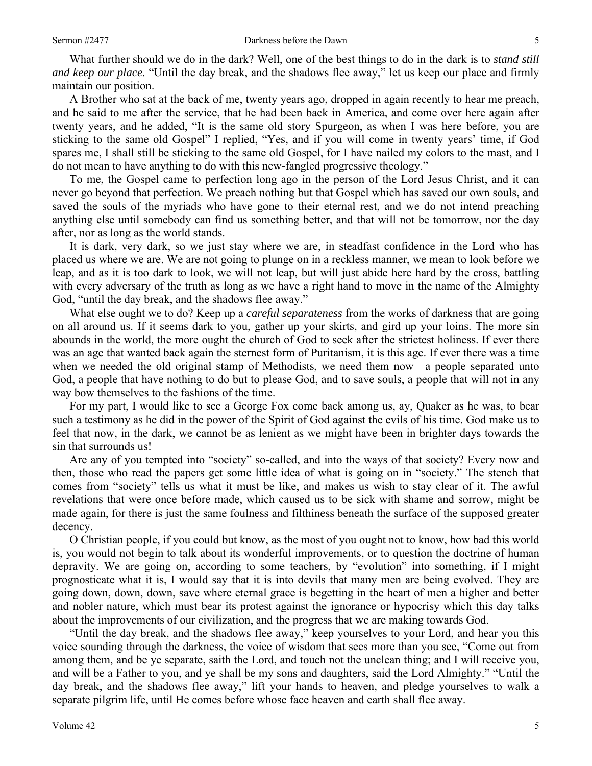What further should we do in the dark? Well, one of the best things to do in the dark is to *stand still and keep our place*. "Until the day break, and the shadows flee away," let us keep our place and firmly maintain our position.

A Brother who sat at the back of me, twenty years ago, dropped in again recently to hear me preach, and he said to me after the service, that he had been back in America, and come over here again after twenty years, and he added, "It is the same old story Spurgeon, as when I was here before, you are sticking to the same old Gospel" I replied, "Yes, and if you will come in twenty years' time, if God spares me, I shall still be sticking to the same old Gospel, for I have nailed my colors to the mast, and I do not mean to have anything to do with this new-fangled progressive theology."

To me, the Gospel came to perfection long ago in the person of the Lord Jesus Christ, and it can never go beyond that perfection. We preach nothing but that Gospel which has saved our own souls, and saved the souls of the myriads who have gone to their eternal rest, and we do not intend preaching anything else until somebody can find us something better, and that will not be tomorrow, nor the day after, nor as long as the world stands.

It is dark, very dark, so we just stay where we are, in steadfast confidence in the Lord who has placed us where we are. We are not going to plunge on in a reckless manner, we mean to look before we leap, and as it is too dark to look, we will not leap, but will just abide here hard by the cross, battling with every adversary of the truth as long as we have a right hand to move in the name of the Almighty God, "until the day break, and the shadows flee away."

What else ought we to do? Keep up a *careful separateness* from the works of darkness that are going on all around us. If it seems dark to you, gather up your skirts, and gird up your loins. The more sin abounds in the world, the more ought the church of God to seek after the strictest holiness. If ever there was an age that wanted back again the sternest form of Puritanism, it is this age. If ever there was a time when we needed the old original stamp of Methodists, we need them now—a people separated unto God, a people that have nothing to do but to please God, and to save souls, a people that will not in any way bow themselves to the fashions of the time.

For my part, I would like to see a George Fox come back among us, ay, Quaker as he was, to bear such a testimony as he did in the power of the Spirit of God against the evils of his time. God make us to feel that now, in the dark, we cannot be as lenient as we might have been in brighter days towards the sin that surrounds us!

Are any of you tempted into "society" so-called, and into the ways of that society? Every now and then, those who read the papers get some little idea of what is going on in "society." The stench that comes from "society" tells us what it must be like, and makes us wish to stay clear of it. The awful revelations that were once before made, which caused us to be sick with shame and sorrow, might be made again, for there is just the same foulness and filthiness beneath the surface of the supposed greater decency.

O Christian people, if you could but know, as the most of you ought not to know, how bad this world is, you would not begin to talk about its wonderful improvements, or to question the doctrine of human depravity. We are going on, according to some teachers, by "evolution" into something, if I might prognosticate what it is, I would say that it is into devils that many men are being evolved. They are going down, down, down, save where eternal grace is begetting in the heart of men a higher and better and nobler nature, which must bear its protest against the ignorance or hypocrisy which this day talks about the improvements of our civilization, and the progress that we are making towards God.

"Until the day break, and the shadows flee away," keep yourselves to your Lord, and hear you this voice sounding through the darkness, the voice of wisdom that sees more than you see, "Come out from among them, and be ye separate, saith the Lord, and touch not the unclean thing; and I will receive you, and will be a Father to you, and ye shall be my sons and daughters, said the Lord Almighty." "Until the day break, and the shadows flee away," lift your hands to heaven, and pledge yourselves to walk a separate pilgrim life, until He comes before whose face heaven and earth shall flee away.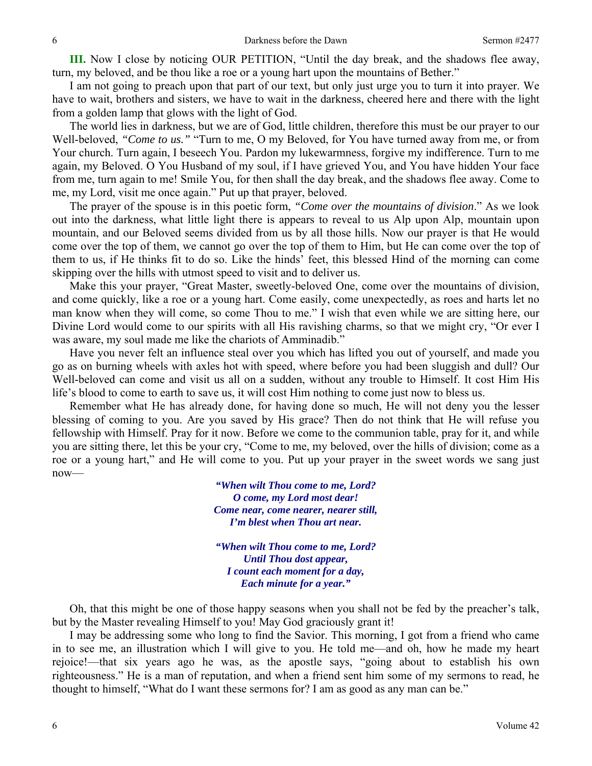**III.** Now I close by noticing OUR PETITION, "Until the day break, and the shadows flee away, turn, my beloved, and be thou like a roe or a young hart upon the mountains of Bether."

I am not going to preach upon that part of our text, but only just urge you to turn it into prayer. We have to wait, brothers and sisters, we have to wait in the darkness, cheered here and there with the light from a golden lamp that glows with the light of God.

The world lies in darkness, but we are of God, little children, therefore this must be our prayer to our Well-beloved, *"Come to us."* "Turn to me, O my Beloved, for You have turned away from me, or from Your church. Turn again, I beseech You. Pardon my lukewarmness, forgive my indifference. Turn to me again, my Beloved. O You Husband of my soul, if I have grieved You, and You have hidden Your face from me, turn again to me! Smile You, for then shall the day break, and the shadows flee away. Come to me, my Lord, visit me once again." Put up that prayer, beloved.

The prayer of the spouse is in this poetic form, *"Come over the mountains of division*." As we look out into the darkness, what little light there is appears to reveal to us Alp upon Alp, mountain upon mountain, and our Beloved seems divided from us by all those hills. Now our prayer is that He would come over the top of them, we cannot go over the top of them to Him, but He can come over the top of them to us, if He thinks fit to do so. Like the hinds' feet, this blessed Hind of the morning can come skipping over the hills with utmost speed to visit and to deliver us.

Make this your prayer, "Great Master, sweetly-beloved One, come over the mountains of division, and come quickly, like a roe or a young hart. Come easily, come unexpectedly, as roes and harts let no man know when they will come, so come Thou to me." I wish that even while we are sitting here, our Divine Lord would come to our spirits with all His ravishing charms, so that we might cry, "Or ever I was aware, my soul made me like the chariots of Amminadib."

Have you never felt an influence steal over you which has lifted you out of yourself, and made you go as on burning wheels with axles hot with speed, where before you had been sluggish and dull? Our Well-beloved can come and visit us all on a sudden, without any trouble to Himself. It cost Him His life's blood to come to earth to save us, it will cost Him nothing to come just now to bless us.

Remember what He has already done, for having done so much, He will not deny you the lesser blessing of coming to you. Are you saved by His grace? Then do not think that He will refuse you fellowship with Himself. Pray for it now. Before we come to the communion table, pray for it, and while you are sitting there, let this be your cry, "Come to me, my beloved, over the hills of division; come as a roe or a young hart," and He will come to you. Put up your prayer in the sweet words we sang just now—

> ***"When wilt Thou come to me, Lord?***
> ***O come, my Lord most dear!***
> ***Come near, come nearer, nearer still,***
> ***I'm blest when Thou art near.***
>
> ***"When wilt Thou come to me, Lord?***
> ***Until Thou dost appear,***
> ***I count each moment for a day,***
> ***Each minute for a year."***

Oh, that this might be one of those happy seasons when you shall not be fed by the preacher's talk, but by the Master revealing Himself to you! May God graciously grant it!

I may be addressing some who long to find the Savior. This morning, I got from a friend who came in to see me, an illustration which I will give to you. He told me—and oh, how he made my heart rejoice!—that six years ago he was, as the apostle says, "going about to establish his own righteousness." He is a man of reputation, and when a friend sent him some of my sermons to read, he thought to himself, "What do I want these sermons for? I am as good as any man can be."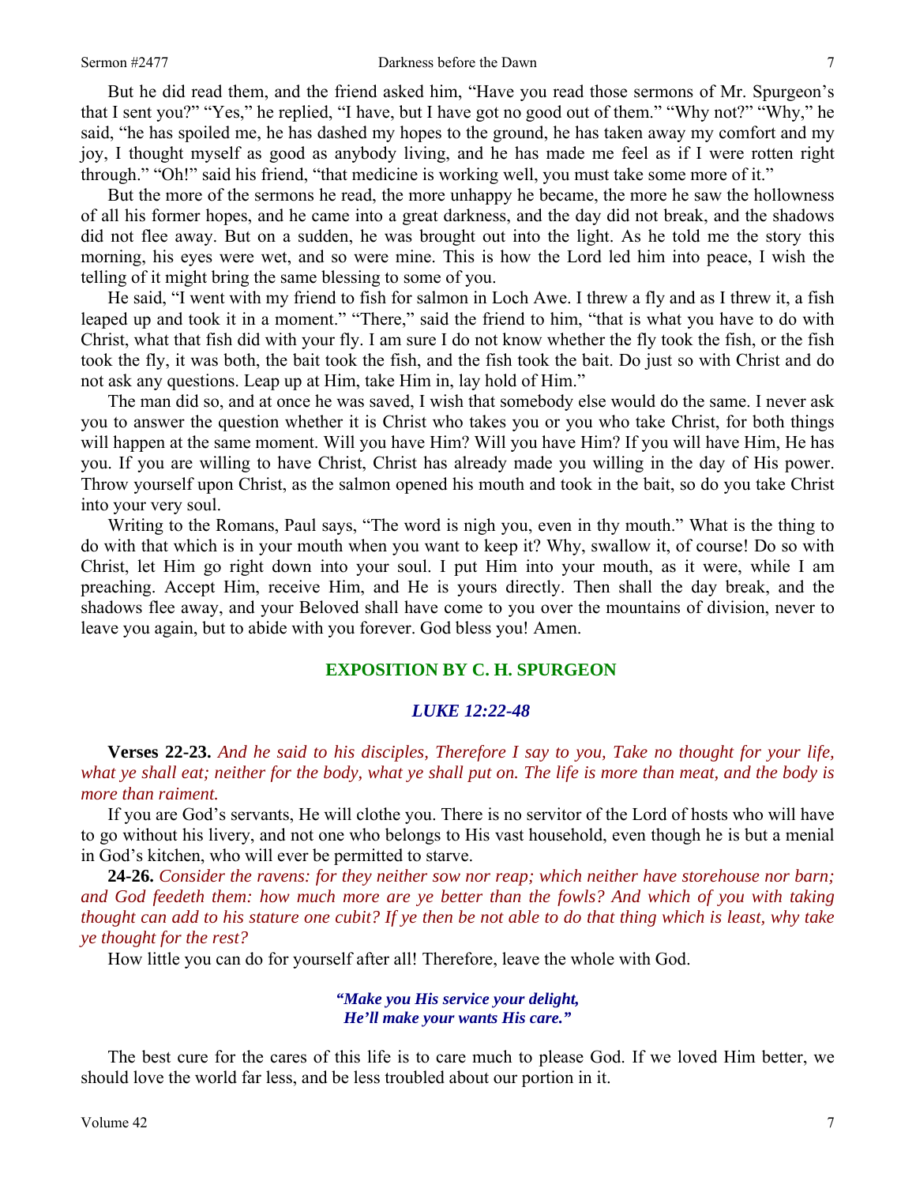But he did read them, and the friend asked him, "Have you read those sermons of Mr. Spurgeon's that I sent you?" "Yes," he replied, "I have, but I have got no good out of them." "Why not?" "Why," he said, "he has spoiled me, he has dashed my hopes to the ground, he has taken away my comfort and my joy, I thought myself as good as anybody living, and he has made me feel as if I were rotten right through." "Oh!" said his friend, "that medicine is working well, you must take some more of it."

But the more of the sermons he read, the more unhappy he became, the more he saw the hollowness of all his former hopes, and he came into a great darkness, and the day did not break, and the shadows did not flee away. But on a sudden, he was brought out into the light. As he told me the story this morning, his eyes were wet, and so were mine. This is how the Lord led him into peace, I wish the telling of it might bring the same blessing to some of you.

He said, "I went with my friend to fish for salmon in Loch Awe. I threw a fly and as I threw it, a fish leaped up and took it in a moment." "There," said the friend to him, "that is what you have to do with Christ, what that fish did with your fly. I am sure I do not know whether the fly took the fish, or the fish took the fly, it was both, the bait took the fish, and the fish took the bait. Do just so with Christ and do not ask any questions. Leap up at Him, take Him in, lay hold of Him."

The man did so, and at once he was saved, I wish that somebody else would do the same. I never ask you to answer the question whether it is Christ who takes you or you who take Christ, for both things will happen at the same moment. Will you have Him? Will you have Him? If you will have Him, He has you. If you are willing to have Christ, Christ has already made you willing in the day of His power. Throw yourself upon Christ, as the salmon opened his mouth and took in the bait, so do you take Christ into your very soul.

Writing to the Romans, Paul says, "The word is nigh you, even in thy mouth." What is the thing to do with that which is in your mouth when you want to keep it? Why, swallow it, of course! Do so with Christ, let Him go right down into your soul. I put Him into your mouth, as it were, while I am preaching. Accept Him, receive Him, and He is yours directly. Then shall the day break, and the shadows flee away, and your Beloved shall have come to you over the mountains of division, never to leave you again, but to abide with you forever. God bless you! Amen.

## EXPOSITION BY C. H. SPURGEON

### *LUKE 12:22-48*

**Verses 22-23.** *And he said to his disciples, Therefore I say to you, Take no thought for your life, what ye shall eat; neither for the body, what ye shall put on. The life is more than meat, and the body is more than raiment.*

If you are God's servants, He will clothe you. There is no servitor of the Lord of hosts who will have to go without his livery, and not one who belongs to His vast household, even though he is but a menial in God's kitchen, who will ever be permitted to starve.

**24-26.** *Consider the ravens: for they neither sow nor reap; which neither have storehouse nor barn; and God feedeth them: how much more are ye better than the fowls? And which of you with taking thought can add to his stature one cubit? If ye then be not able to do that thing which is least, why take ye thought for the rest?*

How little you can do for yourself after all! Therefore, leave the whole with God.

> ***"Make you His service your delight,***
> ***He'll make your wants His care."***

The best cure for the cares of this life is to care much to please God. If we loved Him better, we should love the world far less, and be less troubled about our portion in it.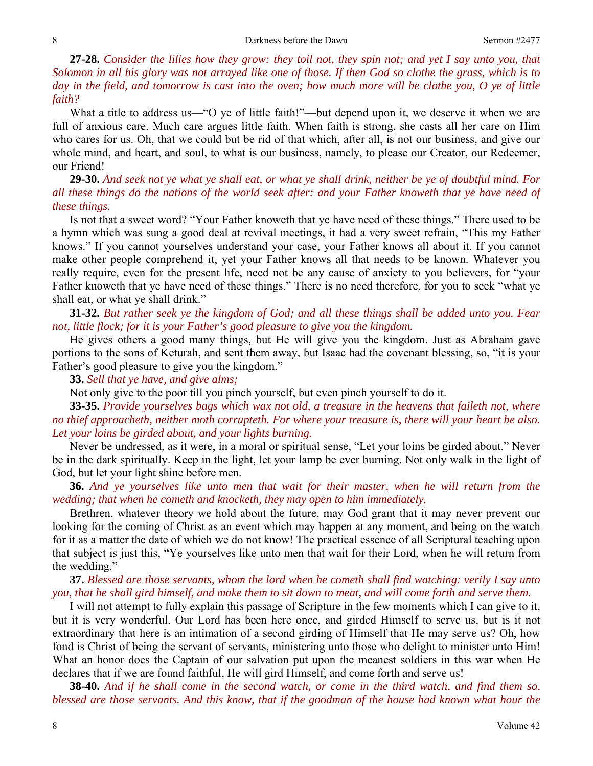**27-28.** *Consider the lilies how they grow: they toil not, they spin not; and yet I say unto you, that Solomon in all his glory was not arrayed like one of those. If then God so clothe the grass, which is to day in the field, and tomorrow is cast into the oven; how much more will he clothe you, O ye of little faith?*

What a title to address us—"O ye of little faith!"—but depend upon it, we deserve it when we are full of anxious care. Much care argues little faith. When faith is strong, she casts all her care on Him who cares for us. Oh, that we could but be rid of that which, after all, is not our business, and give our whole mind, and heart, and soul, to what is our business, namely, to please our Creator, our Redeemer, our Friend!

**29-30.** *And seek not ye what ye shall eat, or what ye shall drink, neither be ye of doubtful mind. For all these things do the nations of the world seek after: and your Father knoweth that ye have need of these things.*

Is not that a sweet word? "Your Father knoweth that ye have need of these things." There used to be a hymn which was sung a good deal at revival meetings, it had a very sweet refrain, "This my Father knows." If you cannot yourselves understand your case, your Father knows all about it. If you cannot make other people comprehend it, yet your Father knows all that needs to be known. Whatever you really require, even for the present life, need not be any cause of anxiety to you believers, for "your Father knoweth that ye have need of these things." There is no need therefore, for you to seek "what ye shall eat, or what ye shall drink."

**31-32.** *But rather seek ye the kingdom of God; and all these things shall be added unto you. Fear not, little flock; for it is your Father's good pleasure to give you the kingdom.*

He gives others a good many things, but He will give you the kingdom. Just as Abraham gave portions to the sons of Keturah, and sent them away, but Isaac had the covenant blessing, so, "it is your Father's good pleasure to give you the kingdom."

**33.** *Sell that ye have, and give alms;*

Not only give to the poor till you pinch yourself, but even pinch yourself to do it.

**33-35.** *Provide yourselves bags which wax not old, a treasure in the heavens that faileth not, where no thief approacheth, neither moth corrupteth. For where your treasure is, there will your heart be also. Let your loins be girded about, and your lights burning.*

Never be undressed, as it were, in a moral or spiritual sense, "Let your loins be girded about." Never be in the dark spiritually. Keep in the light, let your lamp be ever burning. Not only walk in the light of God, but let your light shine before men.

**36.** *And ye yourselves like unto men that wait for their master, when he will return from the wedding; that when he cometh and knocketh, they may open to him immediately.*

Brethren, whatever theory we hold about the future, may God grant that it may never prevent our looking for the coming of Christ as an event which may happen at any moment, and being on the watch for it as a matter the date of which we do not know! The practical essence of all Scriptural teaching upon that subject is just this, "Ye yourselves like unto men that wait for their Lord, when he will return from the wedding."

**37.** *Blessed are those servants, whom the lord when he cometh shall find watching: verily I say unto you, that he shall gird himself, and make them to sit down to meat, and will come forth and serve them.*

I will not attempt to fully explain this passage of Scripture in the few moments which I can give to it, but it is very wonderful. Our Lord has been here once, and girded Himself to serve us, but is it not extraordinary that here is an intimation of a second girding of Himself that He may serve us? Oh, how fond is Christ of being the servant of servants, ministering unto those who delight to minister unto Him! What an honor does the Captain of our salvation put upon the meanest soldiers in this war when He declares that if we are found faithful, He will gird Himself, and come forth and serve us!

**38-40.** *And if he shall come in the second watch, or come in the third watch, and find them so, blessed are those servants. And this know, that if the goodman of the house had known what hour the*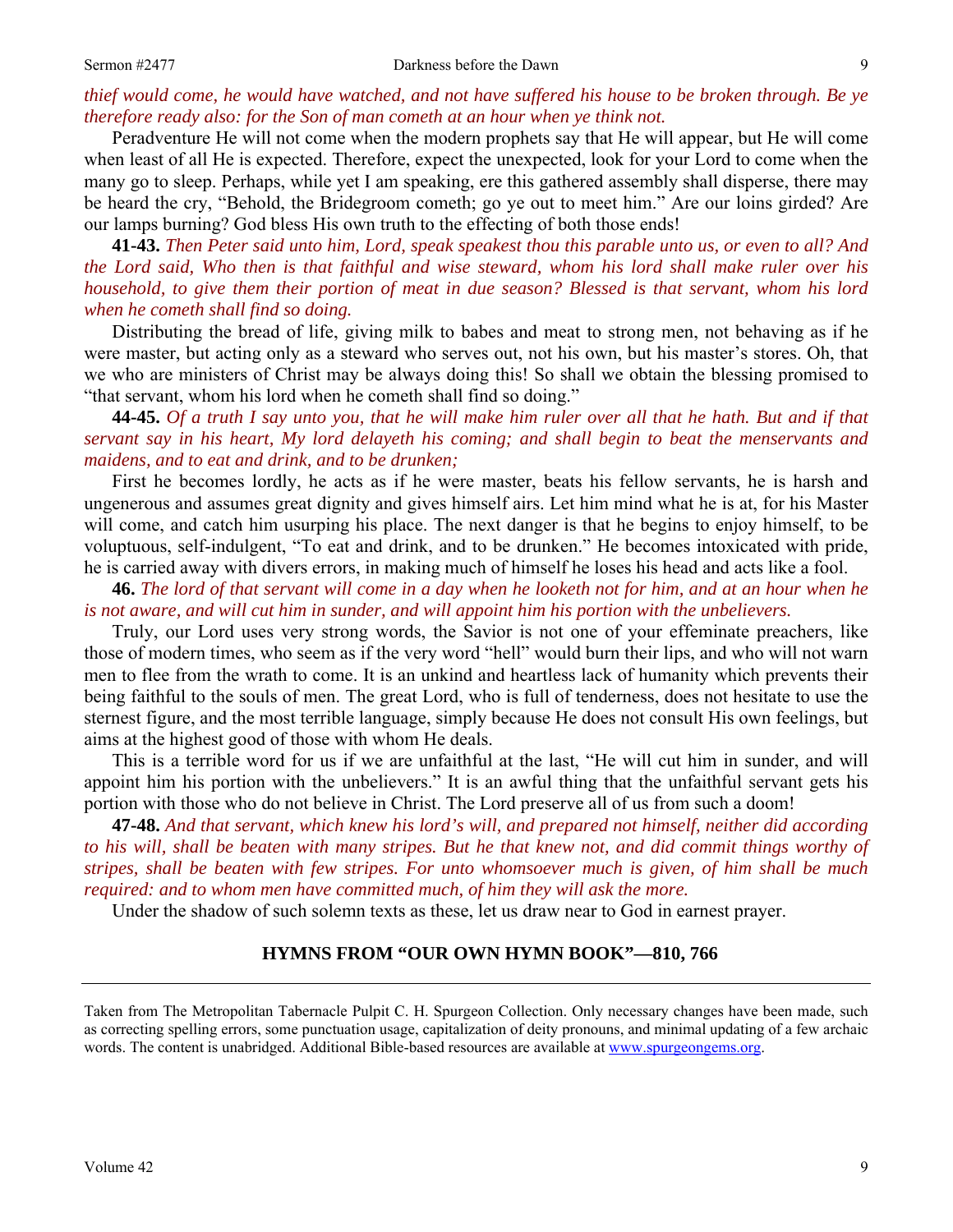*thief would come, he would have watched, and not have suffered his house to be broken through. Be ye therefore ready also: for the Son of man cometh at an hour when ye think not.*

Peradventure He will not come when the modern prophets say that He will appear, but He will come when least of all He is expected. Therefore, expect the unexpected, look for your Lord to come when the many go to sleep. Perhaps, while yet I am speaking, ere this gathered assembly shall disperse, there may be heard the cry, "Behold, the Bridegroom cometh; go ye out to meet him." Are our loins girded? Are our lamps burning? God bless His own truth to the effecting of both those ends!

**41-43.** *Then Peter said unto him, Lord, speak speakest thou this parable unto us, or even to all? And the Lord said, Who then is that faithful and wise steward, whom his lord shall make ruler over his household, to give them their portion of meat in due season? Blessed is that servant, whom his lord when he cometh shall find so doing.*

Distributing the bread of life, giving milk to babes and meat to strong men, not behaving as if he were master, but acting only as a steward who serves out, not his own, but his master's stores. Oh, that we who are ministers of Christ may be always doing this! So shall we obtain the blessing promised to "that servant, whom his lord when he cometh shall find so doing."

**44-45.** *Of a truth I say unto you, that he will make him ruler over all that he hath. But and if that servant say in his heart, My lord delayeth his coming; and shall begin to beat the menservants and maidens, and to eat and drink, and to be drunken;*

First he becomes lordly, he acts as if he were master, beats his fellow servants, he is harsh and ungenerous and assumes great dignity and gives himself airs. Let him mind what he is at, for his Master will come, and catch him usurping his place. The next danger is that he begins to enjoy himself, to be voluptuous, self-indulgent, "To eat and drink, and to be drunken." He becomes intoxicated with pride, he is carried away with divers errors, in making much of himself he loses his head and acts like a fool.

**46.** *The lord of that servant will come in a day when he looketh not for him, and at an hour when he is not aware, and will cut him in sunder, and will appoint him his portion with the unbelievers.*

Truly, our Lord uses very strong words, the Savior is not one of your effeminate preachers, like those of modern times, who seem as if the very word "hell" would burn their lips, and who will not warn men to flee from the wrath to come. It is an unkind and heartless lack of humanity which prevents their being faithful to the souls of men. The great Lord, who is full of tenderness, does not hesitate to use the sternest figure, and the most terrible language, simply because He does not consult His own feelings, but aims at the highest good of those with whom He deals.

This is a terrible word for us if we are unfaithful at the last, "He will cut him in sunder, and will appoint him his portion with the unbelievers." It is an awful thing that the unfaithful servant gets his portion with those who do not believe in Christ. The Lord preserve all of us from such a doom!

**47-48.** *And that servant, which knew his lord's will, and prepared not himself, neither did according to his will, shall be beaten with many stripes. But he that knew not, and did commit things worthy of stripes, shall be beaten with few stripes. For unto whomsoever much is given, of him shall be much required: and to whom men have committed much, of him they will ask the more.*

Under the shadow of such solemn texts as these, let us draw near to God in earnest prayer.

### HYMNS FROM "OUR OWN HYMN BOOK"—810, 766

---

Taken from The Metropolitan Tabernacle Pulpit C. H. Spurgeon Collection. Only necessary changes have been made, such as correcting spelling errors, some punctuation usage, capitalization of deity pronouns, and minimal updating of a few archaic words. The content is unabridged. Additional Bible-based resources are available at www.spurgeongems.org.